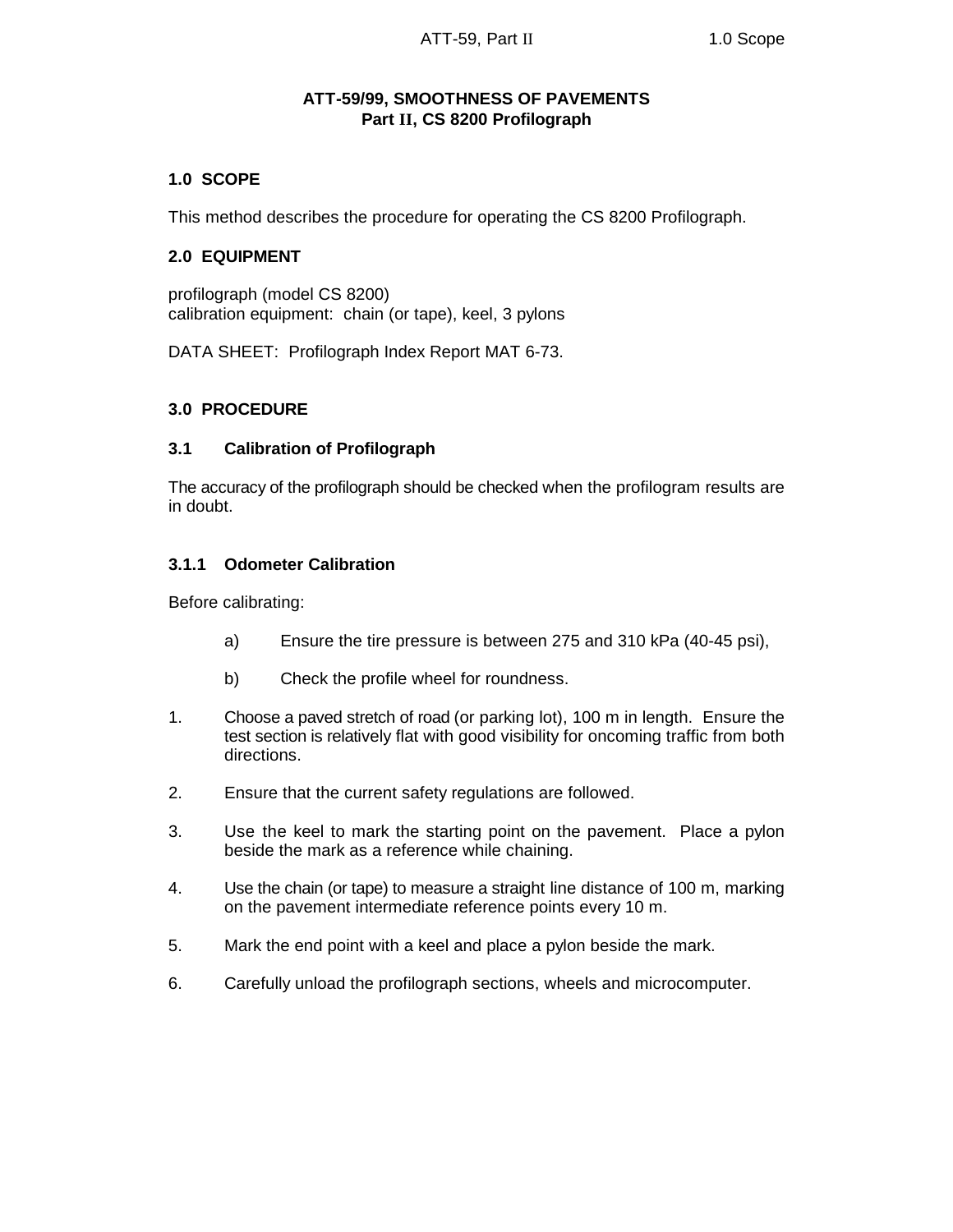# ATT-59/99, SMOOTHNESS OF PAVEMENTS
# Part II, CS 8200 Profilograph

## 1.0 SCOPE

This method describes the procedure for operating the CS 8200 Profilograph.

## 2.0 EQUIPMENT

profilograph (model CS 8200)
calibration equipment: chain (or tape), keel, 3 pylons

DATA SHEET: Profilograph Index Report MAT 6-73.

## 3.0 PROCEDURE

### 3.1 Calibration of Profilograph

The accuracy of the profilograph should be checked when the profilogram results are in doubt.

#### 3.1.1 Odometer Calibration

Before calibrating:

a) Ensure the tire pressure is between 275 and 310 kPa (40-45 psi),

b) Check the profile wheel for roundness.

1. Choose a paved stretch of road (or parking lot), 100 m in length. Ensure the test section is relatively flat with good visibility for oncoming traffic from both directions.
2. Ensure that the current safety regulations are followed.
3. Use the keel to mark the starting point on the pavement. Place a pylon beside the mark as a reference while chaining.
4. Use the chain (or tape) to measure a straight line distance of 100 m, marking on the pavement intermediate reference points every 10 m.
5. Mark the end point with a keel and place a pylon beside the mark.
6. Carefully unload the profilograph sections, wheels and microcomputer.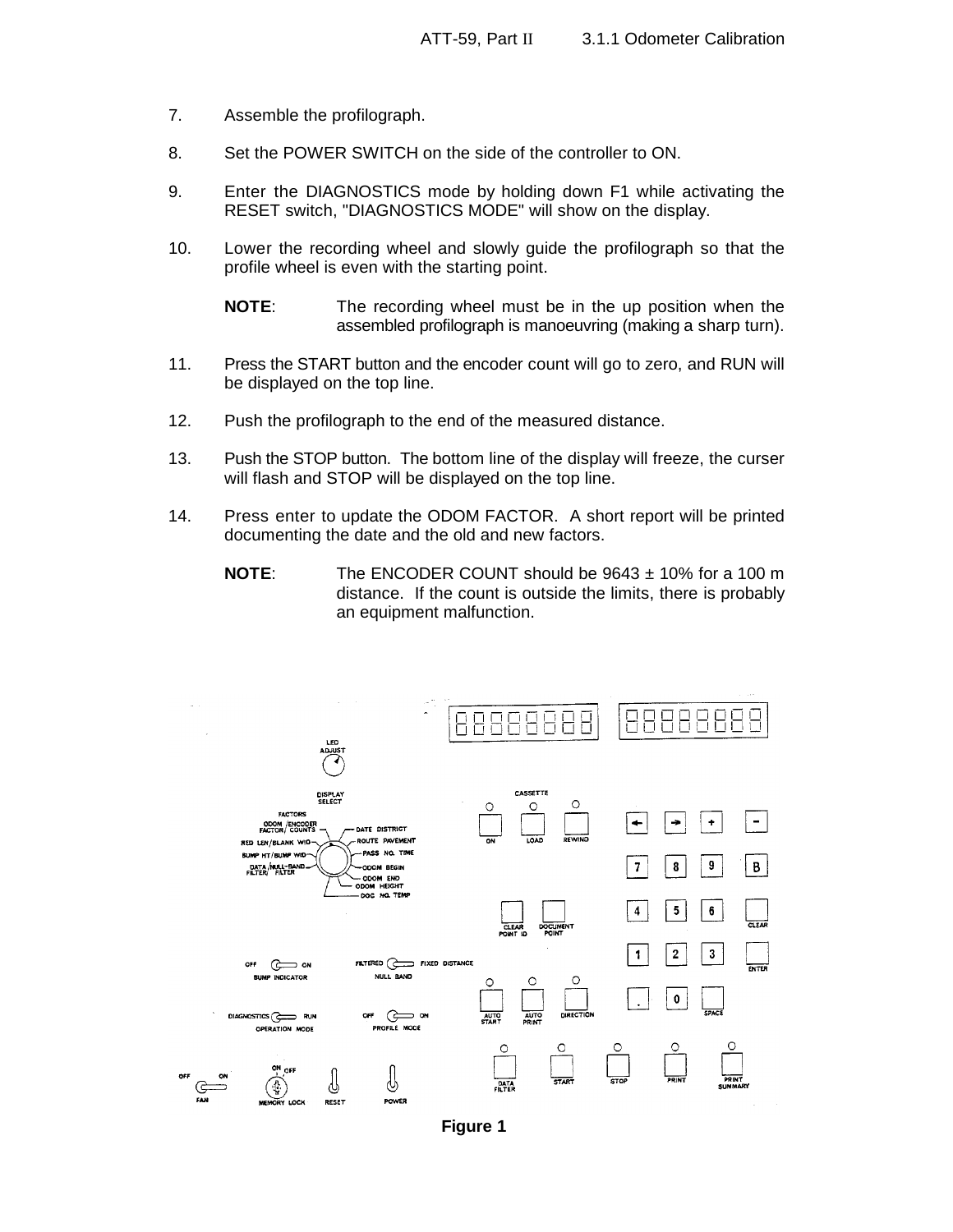7. Assemble the profilograph.

8. Set the POWER SWITCH on the side of the controller to ON.

9. Enter the DIAGNOSTICS mode by holding down F1 while activating the RESET switch, "DIAGNOSTICS MODE" will show on the display.

10. Lower the recording wheel and slowly guide the profilograph so that the profile wheel is even with the starting point.

    **NOTE**: The recording wheel must be in the up position when the assembled profilograph is manoeuvring (making a sharp turn).

11. Press the START button and the encoder count will go to zero, and RUN will be displayed on the top line.

12. Push the profilograph to the end of the measured distance.

13. Push the STOP button. The bottom line of the display will freeze, the curser will flash and STOP will be displayed on the top line.

14. Press enter to update the ODOM FACTOR. A short report will be printed documenting the date and the old and new factors.

    **NOTE**: The ENCODER COUNT should be 9643 ± 10% for a 100 m distance. If the count is outside the limits, there is probably an equipment malfunction.

**Figure 1**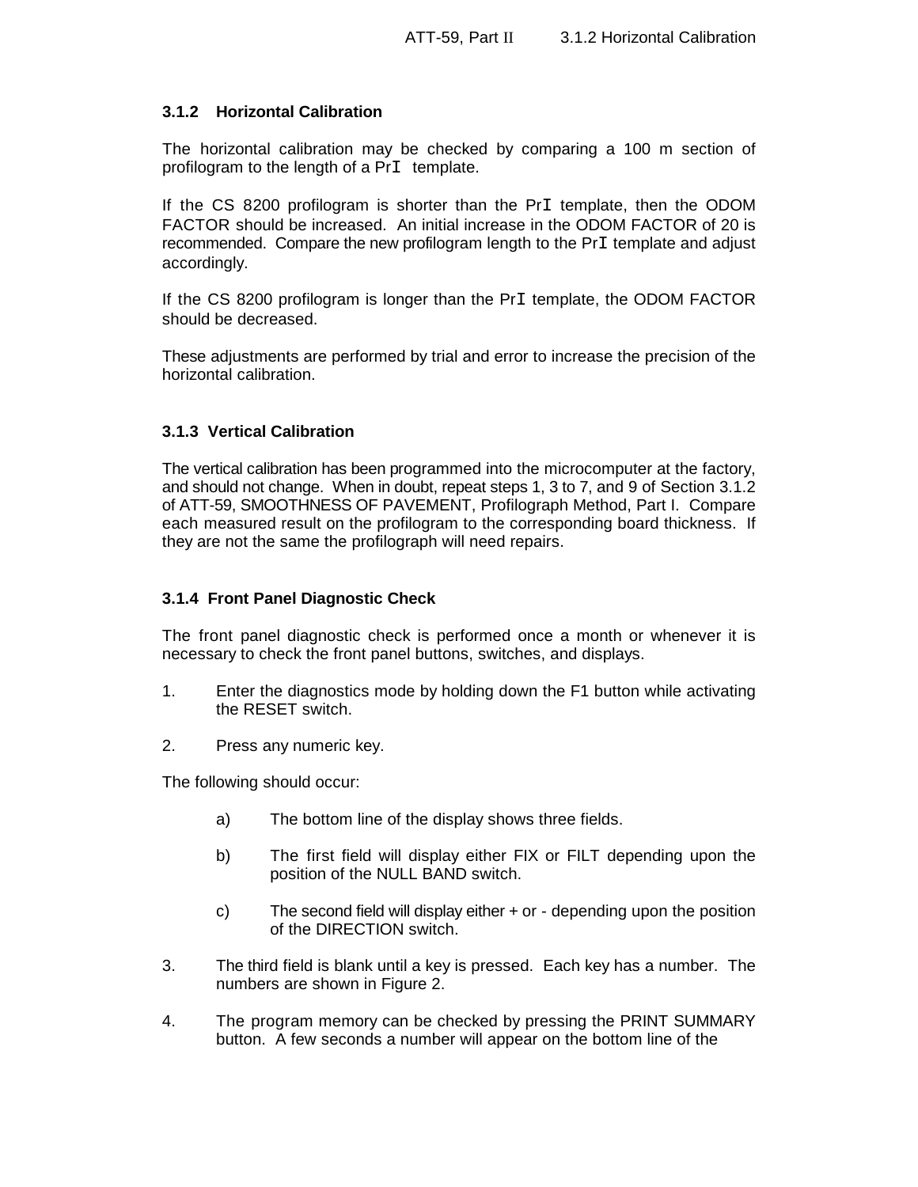### 3.1.2 Horizontal Calibration

The horizontal calibration may be checked by comparing a 100 m section of profilogram to the length of a PrI template.

If the CS 8200 profilogram is shorter than the PrI template, then the ODOM FACTOR should be increased. An initial increase in the ODOM FACTOR of 20 is recommended. Compare the new profilogram length to the PrI template and adjust accordingly.

If the CS 8200 profilogram is longer than the PrI template, the ODOM FACTOR should be decreased.

These adjustments are performed by trial and error to increase the precision of the horizontal calibration.

### 3.1.3 Vertical Calibration

The vertical calibration has been programmed into the microcomputer at the factory, and should not change. When in doubt, repeat steps 1, 3 to 7, and 9 of Section 3.1.2 of ATT-59, SMOOTHNESS OF PAVEMENT, Profilograph Method, Part I. Compare each measured result on the profilogram to the corresponding board thickness. If they are not the same the profilograph will need repairs.

### 3.1.4 Front Panel Diagnostic Check

The front panel diagnostic check is performed once a month or whenever it is necessary to check the front panel buttons, switches, and displays.

1. Enter the diagnostics mode by holding down the F1 button while activating the RESET switch.

2. Press any numeric key.

The following should occur:

   a) The bottom line of the display shows three fields.

   b) The first field will display either FIX or FILT depending upon the position of the NULL BAND switch.

   c) The second field will display either + or - depending upon the position of the DIRECTION switch.

3. The third field is blank until a key is pressed. Each key has a number. The numbers are shown in Figure 2.

4. The program memory can be checked by pressing the PRINT SUMMARY button. A few seconds a number will appear on the bottom line of the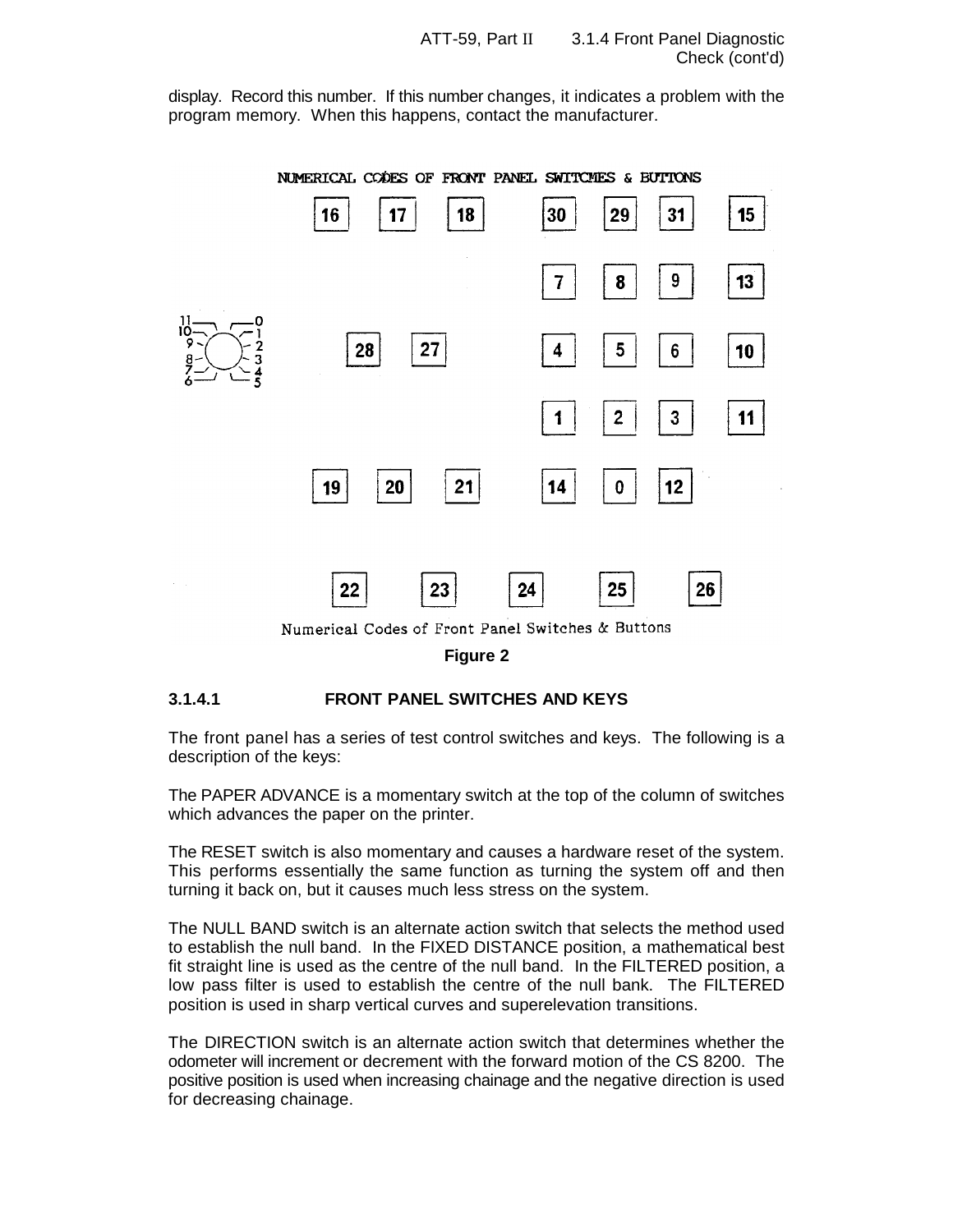display. Record this number. If this number changes, it indicates a problem with the program memory. When this happens, contact the manufacturer.

NUMERICAL CODES OF FRONT PANEL SWITCHES & BUTTONS

| | | | | | | | |
|---|---|---|---|---|---|---|---|
| | 16 | 17 | 18 | 30 | 29 | 31 | 15 |
| | | | | 7 | 8 | 9 | 13 |
| Rotary switch: 0, 1, 2, 3, 4, 5, 6, 7, 8, 9, 10, 11 | 28 | 27 | | 4 | 5 | 6 | 10 |
| | | | | 1 | 2 | 3 | 11 |
| | 19 | 20 | 21 | 14 | 0 | 12 | |
| | 22 | 23 | 24 | 25 | 26 | | |

Numerical Codes of Front Panel Switches & Buttons

**Figure 2**

### 3.1.4.1 FRONT PANEL SWITCHES AND KEYS

The front panel has a series of test control switches and keys. The following is a description of the keys:

The PAPER ADVANCE is a momentary switch at the top of the column of switches which advances the paper on the printer.

The RESET switch is also momentary and causes a hardware reset of the system. This performs essentially the same function as turning the system off and then turning it back on, but it causes much less stress on the system.

The NULL BAND switch is an alternate action switch that selects the method used to establish the null band. In the FIXED DISTANCE position, a mathematical best fit straight line is used as the centre of the null band. In the FILTERED position, a low pass filter is used to establish the centre of the null bank. The FILTERED position is used in sharp vertical curves and superelevation transitions.

The DIRECTION switch is an alternate action switch that determines whether the odometer will increment or decrement with the forward motion of the CS 8200. The positive position is used when increasing chainage and the negative direction is used for decreasing chainage.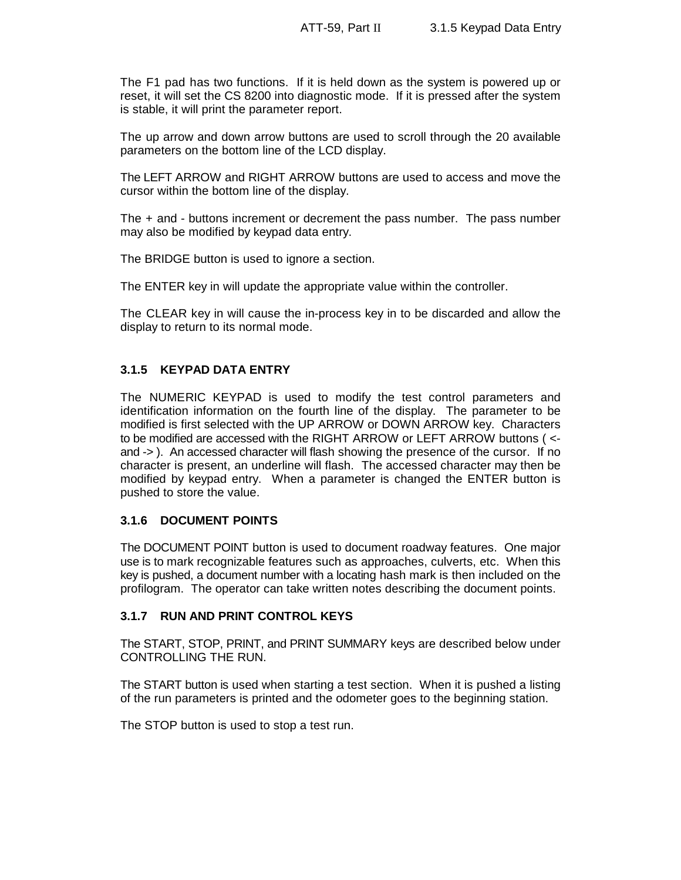The F1 pad has two functions. If it is held down as the system is powered up or reset, it will set the CS 8200 into diagnostic mode. If it is pressed after the system is stable, it will print the parameter report.

The up arrow and down arrow buttons are used to scroll through the 20 available parameters on the bottom line of the LCD display.

The LEFT ARROW and RIGHT ARROW buttons are used to access and move the cursor within the bottom line of the display.

The + and - buttons increment or decrement the pass number. The pass number may also be modified by keypad data entry.

The BRIDGE button is used to ignore a section.

The ENTER key in will update the appropriate value within the controller.

The CLEAR key in will cause the in-process key in to be discarded and allow the display to return to its normal mode.

### 3.1.5 KEYPAD DATA ENTRY

The NUMERIC KEYPAD is used to modify the test control parameters and identification information on the fourth line of the display. The parameter to be modified is first selected with the UP ARROW or DOWN ARROW key. Characters to be modified are accessed with the RIGHT ARROW or LEFT ARROW buttons ( <- and -> ). An accessed character will flash showing the presence of the cursor. If no character is present, an underline will flash. The accessed character may then be modified by keypad entry. When a parameter is changed the ENTER button is pushed to store the value.

### 3.1.6 DOCUMENT POINTS

The DOCUMENT POINT button is used to document roadway features. One major use is to mark recognizable features such as approaches, culverts, etc. When this key is pushed, a document number with a locating hash mark is then included on the profilogram. The operator can take written notes describing the document points.

### 3.1.7 RUN AND PRINT CONTROL KEYS

The START, STOP, PRINT, and PRINT SUMMARY keys are described below under CONTROLLING THE RUN.

The START button is used when starting a test section. When it is pushed a listing of the run parameters is printed and the odometer goes to the beginning station.

The STOP button is used to stop a test run.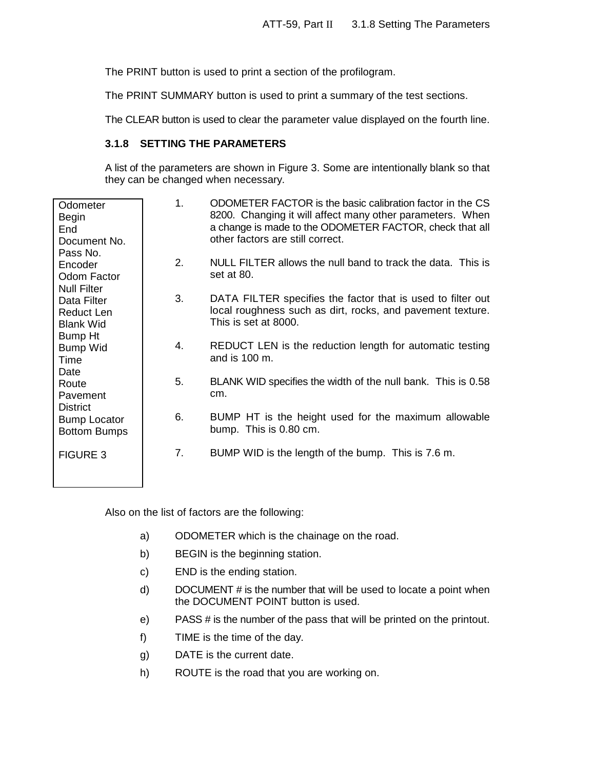The PRINT button is used to print a section of the profilogram.

The PRINT SUMMARY button is used to print a summary of the test sections.

The CLEAR button is used to clear the parameter value displayed on the fourth line.

### 3.1.8 SETTING THE PARAMETERS

A list of the parameters are shown in Figure 3. Some are intentionally blank so that they can be changed when necessary.

Odometer
Begin
End
Document No.
Pass No.
Encoder
Odom Factor
Null Filter
Data Filter
Reduct Len
Blank Wid
Bump Ht
Bump Wid
Time
Date
Route
Pavement
District
Bump Locator
Bottom Bumps

FIGURE 3

1. ODOMETER FACTOR is the basic calibration factor in the CS 8200. Changing it will affect many other parameters. When a change is made to the ODOMETER FACTOR, check that all other factors are still correct.

2. NULL FILTER allows the null band to track the data. This is set at 80.

3. DATA FILTER specifies the factor that is used to filter out local roughness such as dirt, rocks, and pavement texture. This is set at 8000.

4. REDUCT LEN is the reduction length for automatic testing and is 100 m.

5. BLANK WID specifies the width of the null bank. This is 0.58 cm.

6. BUMP HT is the height used for the maximum allowable bump. This is 0.80 cm.

7. BUMP WID is the length of the bump. This is 7.6 m.

Also on the list of factors are the following:

a) ODOMETER which is the chainage on the road.

b) BEGIN is the beginning station.

c) END is the ending station.

d) DOCUMENT # is the number that will be used to locate a point when the DOCUMENT POINT button is used.

e) PASS # is the number of the pass that will be printed on the printout.

f) TIME is the time of the day.

g) DATE is the current date.

h) ROUTE is the road that you are working on.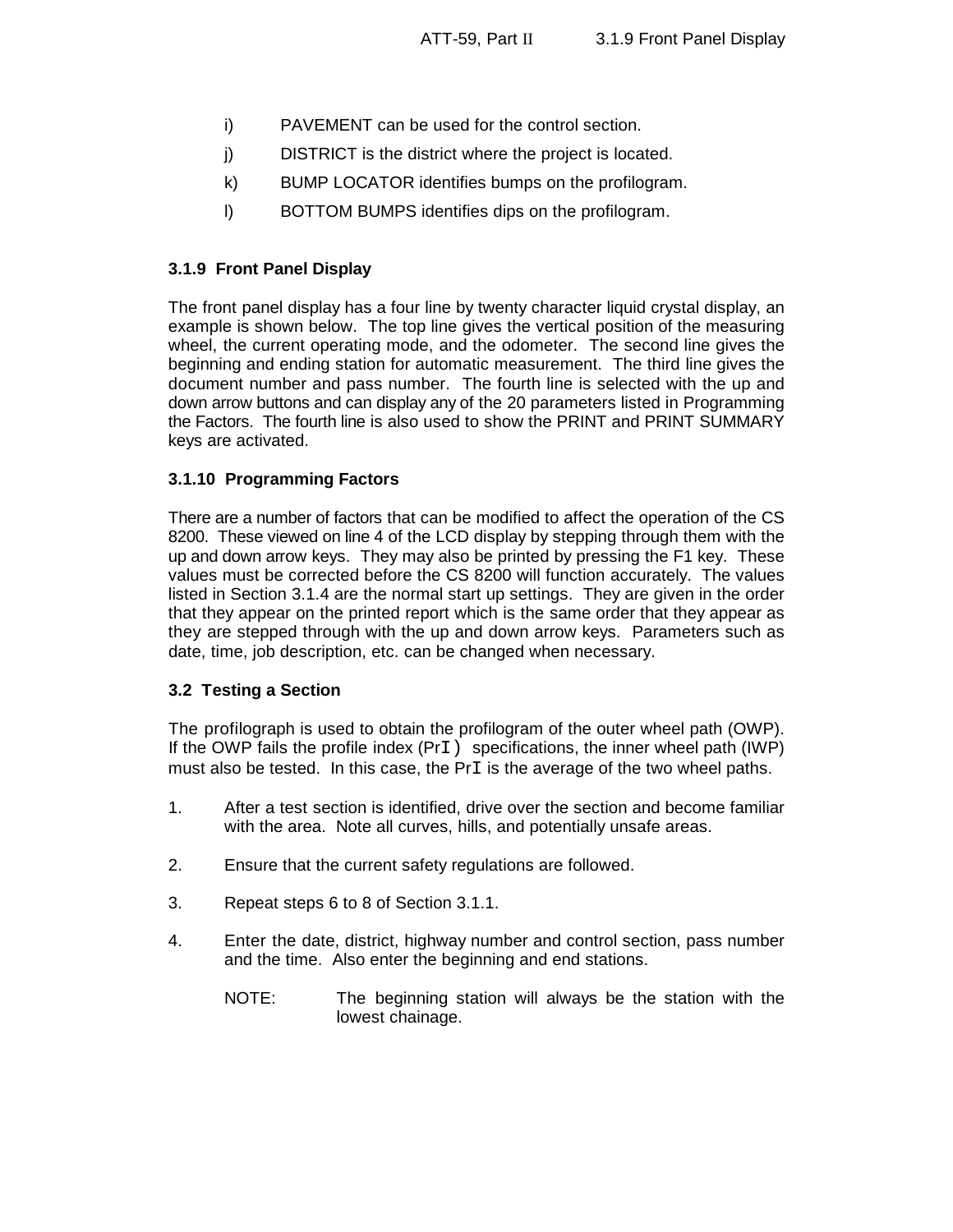i) PAVEMENT can be used for the control section.

j) DISTRICT is the district where the project is located.

k) BUMP LOCATOR identifies bumps on the profilogram.

l) BOTTOM BUMPS identifies dips on the profilogram.

### 3.1.9 Front Panel Display

The front panel display has a four line by twenty character liquid crystal display, an example is shown below. The top line gives the vertical position of the measuring wheel, the current operating mode, and the odometer. The second line gives the beginning and ending station for automatic measurement. The third line gives the document number and pass number. The fourth line is selected with the up and down arrow buttons and can display any of the 20 parameters listed in Programming the Factors. The fourth line is also used to show the PRINT and PRINT SUMMARY keys are activated.

### 3.1.10 Programming Factors

There are a number of factors that can be modified to affect the operation of the CS 8200. These viewed on line 4 of the LCD display by stepping through them with the up and down arrow keys. They may also be printed by pressing the F1 key. These values must be corrected before the CS 8200 will function accurately. The values listed in Section 3.1.4 are the normal start up settings. They are given in the order that they appear on the printed report which is the same order that they appear as they are stepped through with the up and down arrow keys. Parameters such as date, time, job description, etc. can be changed when necessary.

## 3.2 Testing a Section

The profilograph is used to obtain the profilogram of the outer wheel path (OWP). If the OWP fails the profile index (PrI) specifications, the inner wheel path (IWP) must also be tested. In this case, the PrI is the average of the two wheel paths.

1. After a test section is identified, drive over the section and become familiar with the area. Note all curves, hills, and potentially unsafe areas.

2. Ensure that the current safety regulations are followed.

3. Repeat steps 6 to 8 of Section 3.1.1.

4. Enter the date, district, highway number and control section, pass number and the time. Also enter the beginning and end stations.

   NOTE: The beginning station will always be the station with the lowest chainage.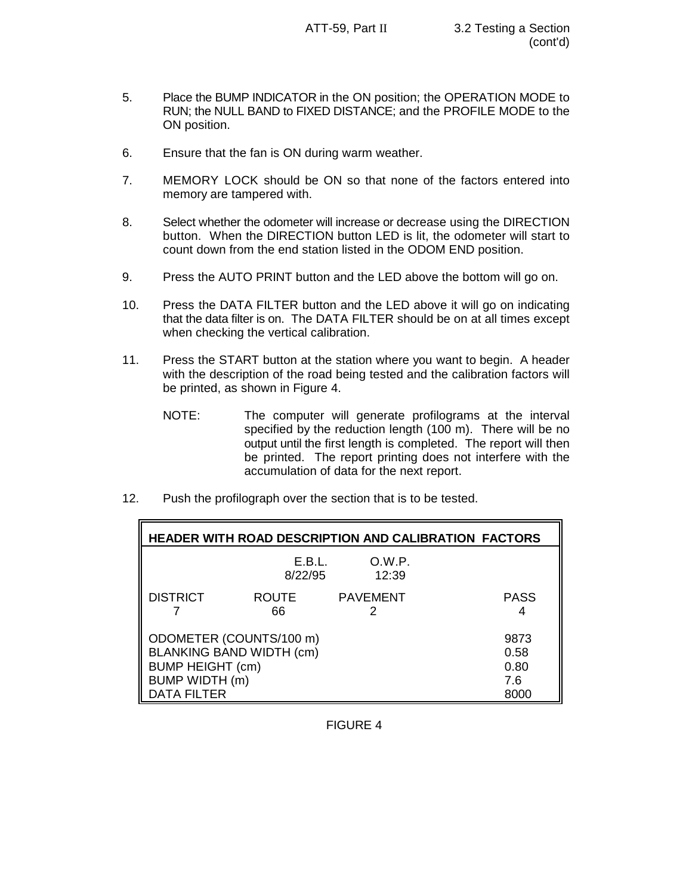5. Place the BUMP INDICATOR in the ON position; the OPERATION MODE to RUN; the NULL BAND to FIXED DISTANCE; and the PROFILE MODE to the ON position.

6. Ensure that the fan is ON during warm weather.

7. MEMORY LOCK should be ON so that none of the factors entered into memory are tampered with.

8. Select whether the odometer will increase or decrease using the DIRECTION button. When the DIRECTION button LED is lit, the odometer will start to count down from the end station listed in the ODOM END position.

9. Press the AUTO PRINT button and the LED above the bottom will go on.

10. Press the DATA FILTER button and the LED above it will go on indicating that the data filter is on. The DATA FILTER should be on at all times except when checking the vertical calibration.

11. Press the START button at the station where you want to begin. A header with the description of the road being tested and the calibration factors will be printed, as shown in Figure 4.

    NOTE: The computer will generate profilograms at the interval specified by the reduction length (100 m). There will be no output until the first length is completed. The report will then be printed. The report printing does not interfere with the accumulation of data for the next report.

12. Push the profilograph over the section that is to be tested.

| **HEADER WITH ROAD DESCRIPTION AND CALIBRATION FACTORS** | | | |
|---|---|---|---|
| | E.B.L. 8/22/95 | O.W.P. 12:39 | |
| DISTRICT 7 | ROUTE 66 | PAVEMENT 2 | PASS 4 |
| ODOMETER (COUNTS/100 m) | | | 9873 |
| BLANKING BAND WIDTH (cm) | | | 0.58 |
| BUMP HEIGHT (cm) | | | 0.80 |
| BUMP WIDTH (m) | | | 7.6 |
| DATA FILTER | | | 8000 |

FIGURE 4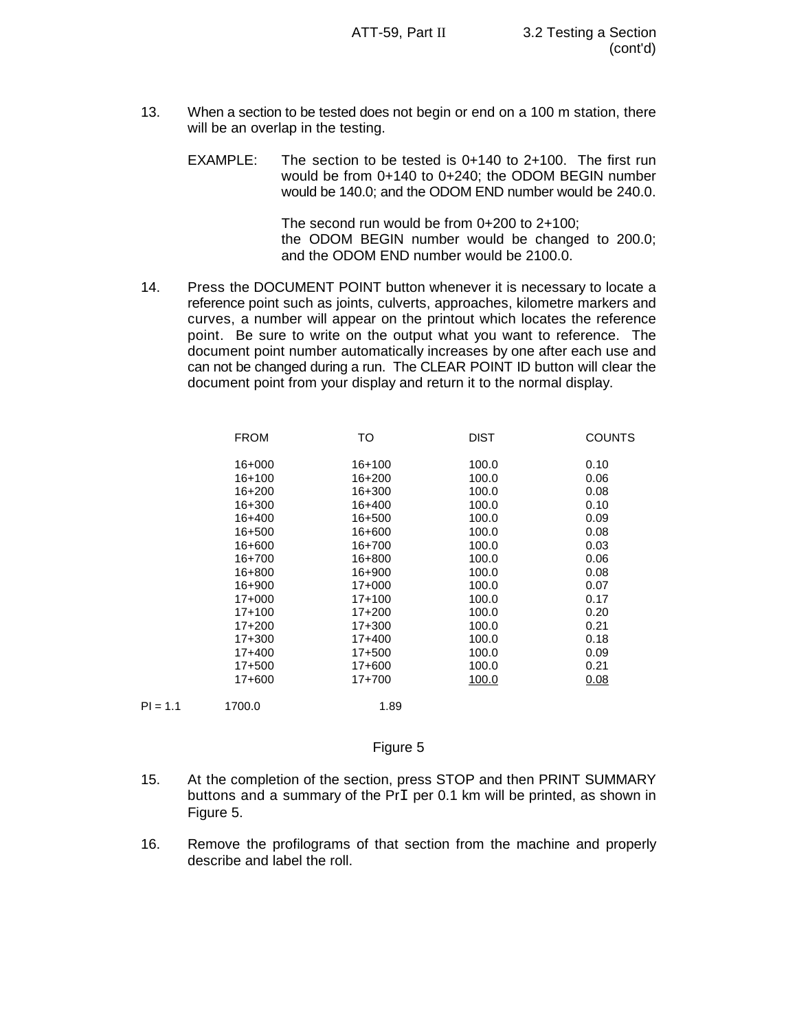13. When a section to be tested does not begin or end on a 100 m station, there will be an overlap in the testing.

    EXAMPLE: The section to be tested is 0+140 to 2+100. The first run would be from 0+140 to 0+240; the ODOM BEGIN number would be 140.0; and the ODOM END number would be 240.0.

    The second run would be from 0+200 to 2+100; the ODOM BEGIN number would be changed to 200.0; and the ODOM END number would be 2100.0.

14. Press the DOCUMENT POINT button whenever it is necessary to locate a reference point such as joints, culverts, approaches, kilometre markers and curves, a number will appear on the printout which locates the reference point. Be sure to write on the output what you want to reference. The document point number automatically increases by one after each use and can not be changed during a run. The CLEAR POINT ID button will clear the document point from your display and return it to the normal display.

| | FROM | TO | DIST | COUNTS |
|---|---|---|---|---|
| | 16+000 | 16+100 | 100.0 | 0.10 |
| | 16+100 | 16+200 | 100.0 | 0.06 |
| | 16+200 | 16+300 | 100.0 | 0.08 |
| | 16+300 | 16+400 | 100.0 | 0.10 |
| | 16+400 | 16+500 | 100.0 | 0.09 |
| | 16+500 | 16+600 | 100.0 | 0.08 |
| | 16+600 | 16+700 | 100.0 | 0.03 |
| | 16+700 | 16+800 | 100.0 | 0.06 |
| | 16+800 | 16+900 | 100.0 | 0.08 |
| | 16+900 | 17+000 | 100.0 | 0.07 |
| | 17+000 | 17+100 | 100.0 | 0.17 |
| | 17+100 | 17+200 | 100.0 | 0.20 |
| | 17+200 | 17+300 | 100.0 | 0.21 |
| | 17+300 | 17+400 | 100.0 | 0.18 |
| | 17+400 | 17+500 | 100.0 | 0.09 |
| | 17+500 | 17+600 | 100.0 | 0.21 |
| | 17+600 | 17+700 | 100.0 | 0.08 |
| PI = 1.1 | 1700.0 | 1.89 | | |

Figure 5

15. At the completion of the section, press STOP and then PRINT SUMMARY buttons and a summary of the PrI per 0.1 km will be printed, as shown in Figure 5.

16. Remove the profilograms of that section from the machine and properly describe and label the roll.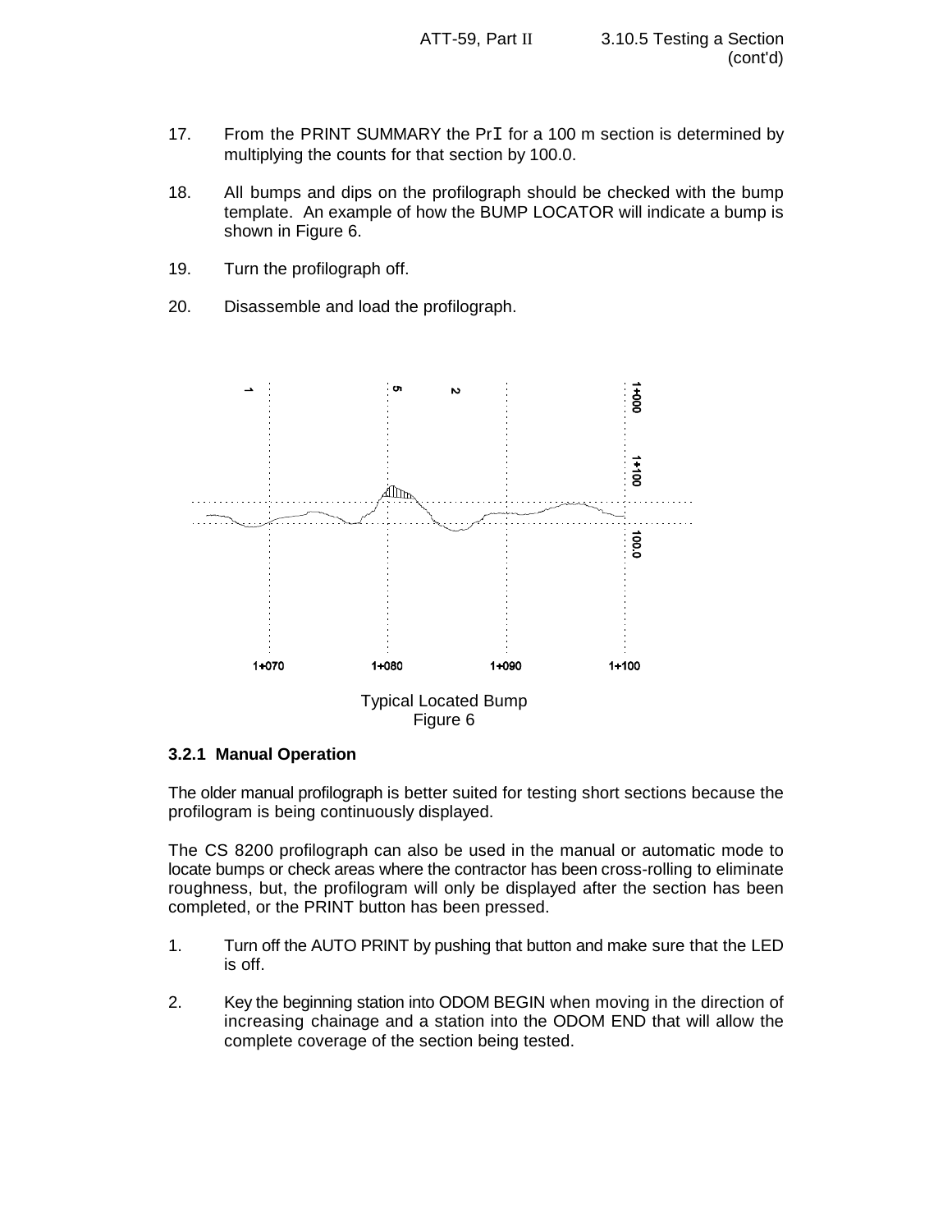17. From the PRINT SUMMARY the PrI for a 100 m section is determined by multiplying the counts for that section by 100.0.

18. All bumps and dips on the profilograph should be checked with the bump template. An example of how the BUMP LOCATOR will indicate a bump is shown in Figure 6.

19. Turn the profilograph off.

20. Disassemble and load the profilograph.

Typical Located Bump
Figure 6

### 3.2.1 Manual Operation

The older manual profilograph is better suited for testing short sections because the profilogram is being continuously displayed.

The CS 8200 profilograph can also be used in the manual or automatic mode to locate bumps or check areas where the contractor has been cross-rolling to eliminate roughness, but, the profilogram will only be displayed after the section has been completed, or the PRINT button has been pressed.

1. Turn off the AUTO PRINT by pushing that button and make sure that the LED is off.

2. Key the beginning station into ODOM BEGIN when moving in the direction of increasing chainage and a station into the ODOM END that will allow the complete coverage of the section being tested.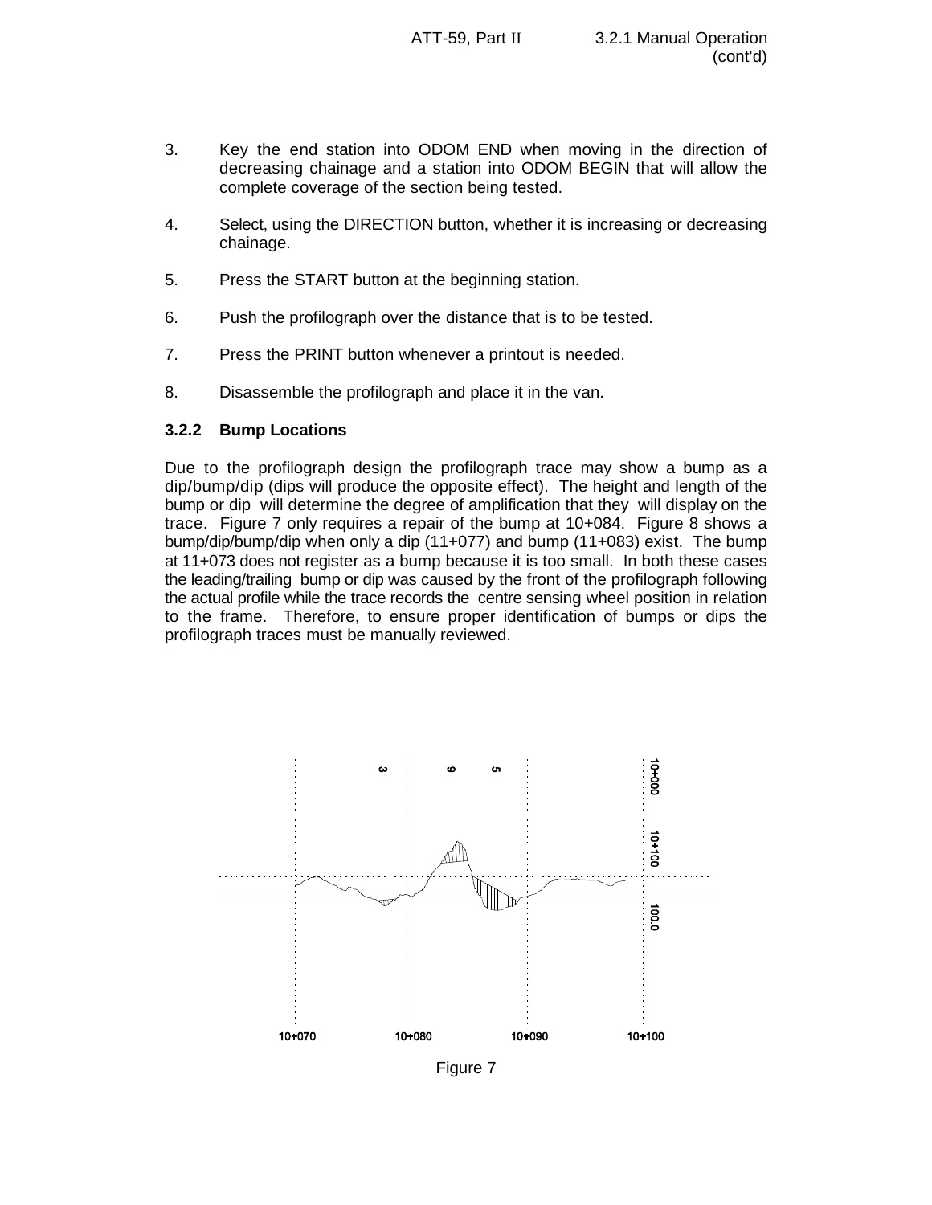3. Key the end station into ODOM END when moving in the direction of decreasing chainage and a station into ODOM BEGIN that will allow the complete coverage of the section being tested.

4. Select, using the DIRECTION button, whether it is increasing or decreasing chainage.

5. Press the START button at the beginning station.

6. Push the profilograph over the distance that is to be tested.

7. Press the PRINT button whenever a printout is needed.

8. Disassemble the profilograph and place it in the van.

### 3.2.2 Bump Locations

Due to the profilograph design the profilograph trace may show a bump as a dip/bump/dip (dips will produce the opposite effect). The height and length of the bump or dip will determine the degree of amplification that they will display on the trace. Figure 7 only requires a repair of the bump at 10+084. Figure 8 shows a bump/dip/bump/dip when only a dip (11+077) and bump (11+083) exist. The bump at 11+073 does not register as a bump because it is too small. In both these cases the leading/trailing bump or dip was caused by the front of the profilograph following the actual profile while the trace records the centre sensing wheel position in relation to the frame. Therefore, to ensure proper identification of bumps or dips the profilograph traces must be manually reviewed.

Figure 7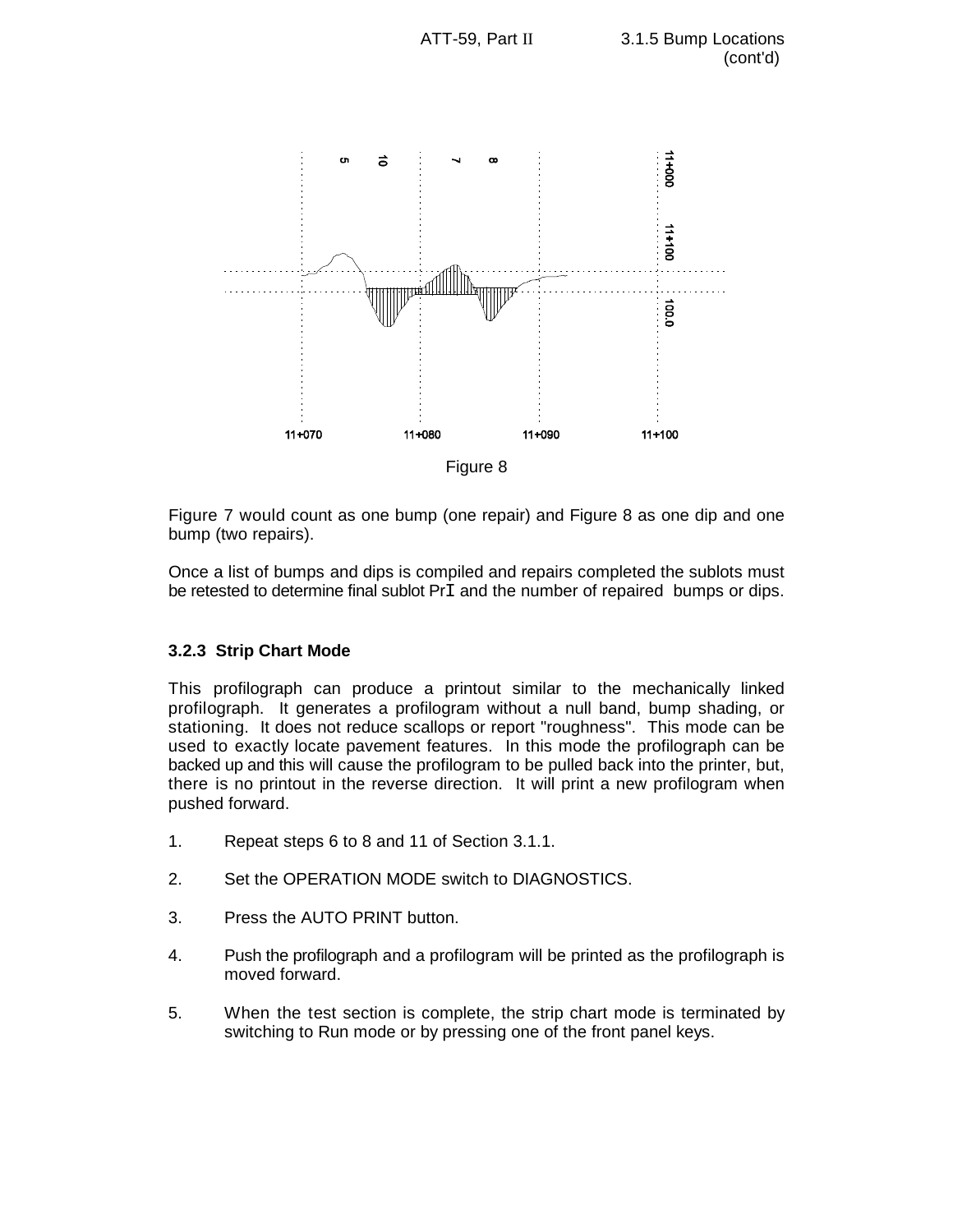Figure 8

Figure 7 would count as one bump (one repair) and Figure 8 as one dip and one bump (two repairs).

Once a list of bumps and dips is compiled and repairs completed the sublots must be retested to determine final sublot PrI and the number of repaired bumps or dips.

### 3.2.3 Strip Chart Mode

This profilograph can produce a printout similar to the mechanically linked profilograph. It generates a profilogram without a null band, bump shading, or stationing. It does not reduce scallops or report "roughness". This mode can be used to exactly locate pavement features. In this mode the profilograph can be backed up and this will cause the profilogram to be pulled back into the printer, but, there is no printout in the reverse direction. It will print a new profilogram when pushed forward.

1. Repeat steps 6 to 8 and 11 of Section 3.1.1.
2. Set the OPERATION MODE switch to DIAGNOSTICS.
3. Press the AUTO PRINT button.
4. Push the profilograph and a profilogram will be printed as the profilograph is moved forward.
5. When the test section is complete, the strip chart mode is terminated by switching to Run mode or by pressing one of the front panel keys.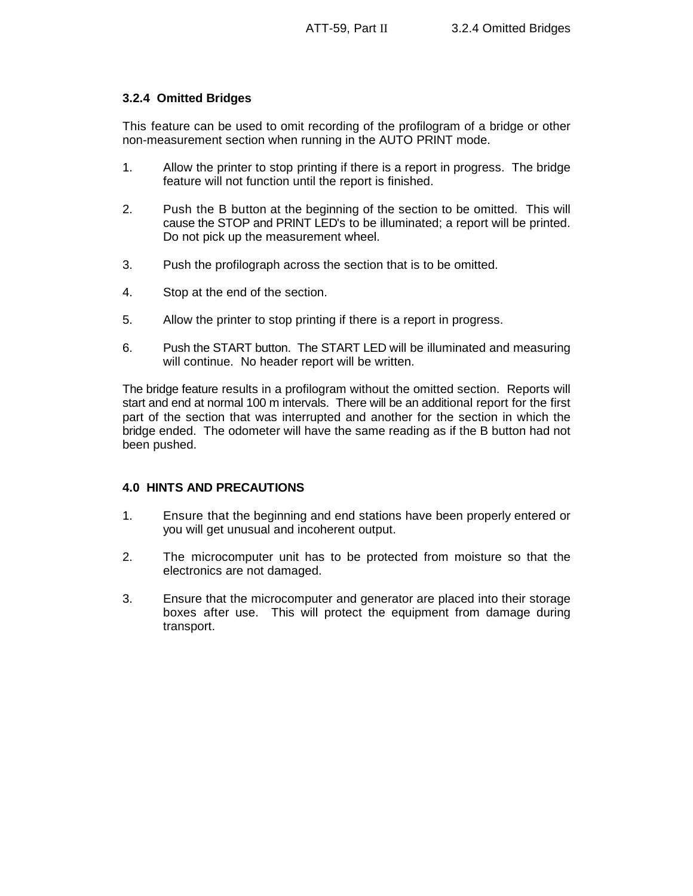### 3.2.4 Omitted Bridges

This feature can be used to omit recording of the profilogram of a bridge or other non-measurement section when running in the AUTO PRINT mode.

1. Allow the printer to stop printing if there is a report in progress. The bridge feature will not function until the report is finished.

2. Push the B button at the beginning of the section to be omitted. This will cause the STOP and PRINT LED's to be illuminated; a report will be printed. Do not pick up the measurement wheel.

3. Push the profilograph across the section that is to be omitted.

4. Stop at the end of the section.

5. Allow the printer to stop printing if there is a report in progress.

6. Push the START button. The START LED will be illuminated and measuring will continue. No header report will be written.

The bridge feature results in a profilogram without the omitted section. Reports will start and end at normal 100 m intervals. There will be an additional report for the first part of the section that was interrupted and another for the section in which the bridge ended. The odometer will have the same reading as if the B button had not been pushed.

## 4.0 HINTS AND PRECAUTIONS

1. Ensure that the beginning and end stations have been properly entered or you will get unusual and incoherent output.

2. The microcomputer unit has to be protected from moisture so that the electronics are not damaged.

3. Ensure that the microcomputer and generator are placed into their storage boxes after use. This will protect the equipment from damage during transport.